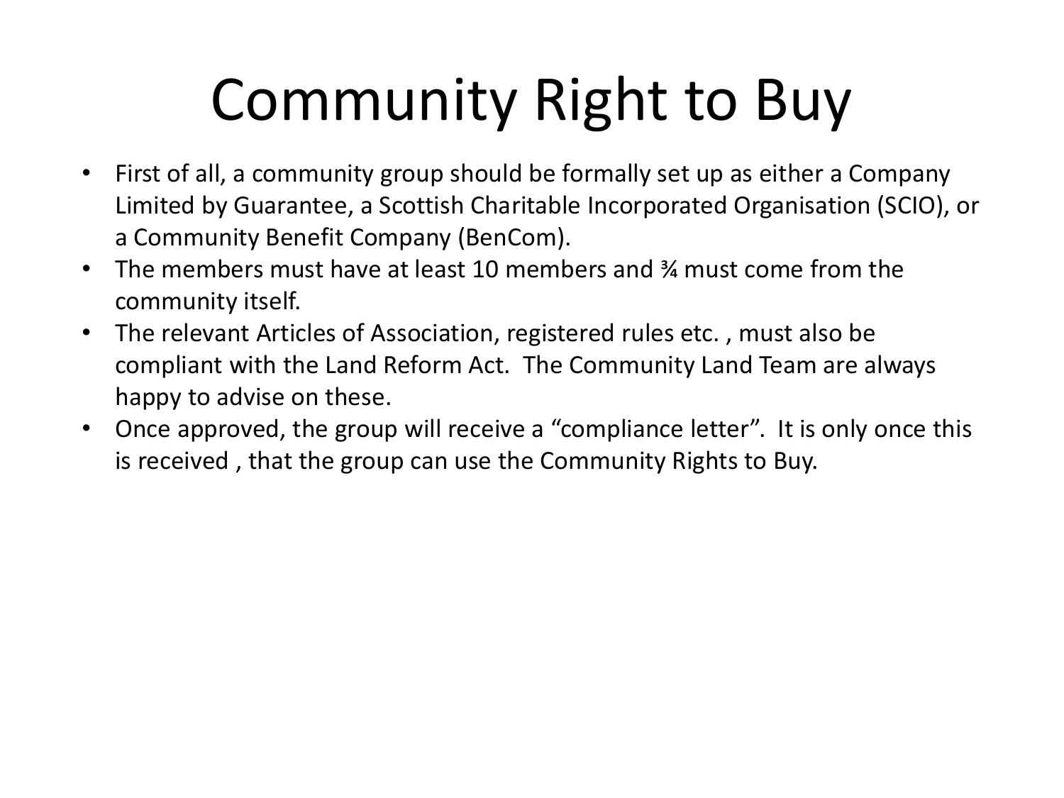# Community Right to Buy

- First of all, a community group should be formally set up as either a Company Limited by Guarantee, a Scottish Charitable Incorporated Organisation (SCIO), or a Community Benefit Company (BenCom).
- The members must have at least 10 members and ¾ must come from the community itself.
- The relevant Articles of Association, registered rules etc. , must also be compliant with the Land Reform Act. The Community Land Team are always happy to advise on these.
- Once approved, the group will receive a "compliance letter". It is only once this is received , that the group can use the Community Rights to Buy.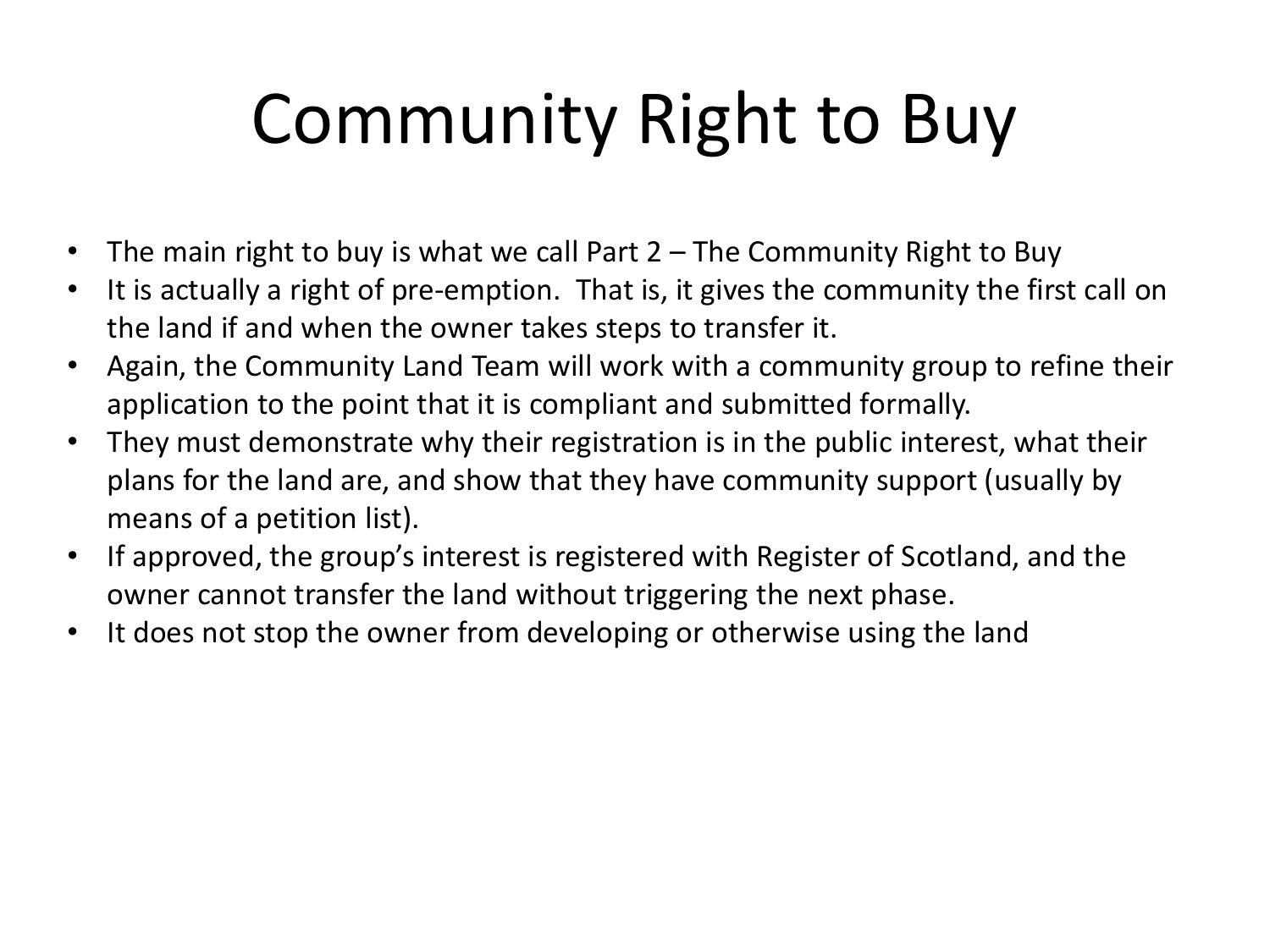# Community Right to Buy

- The main right to buy is what we call Part 2 – The Community Right to Buy
- It is actually a right of pre-emption. That is, it gives the community the first call on the land if and when the owner takes steps to transfer it.
- Again, the Community Land Team will work with a community group to refine their application to the point that it is compliant and submitted formally.
- They must demonstrate why their registration is in the public interest, what their plans for the land are, and show that they have community support (usually by means of a petition list).
- If approved, the group's interest is registered with Register of Scotland, and the owner cannot transfer the land without triggering the next phase.
- It does not stop the owner from developing or otherwise using the land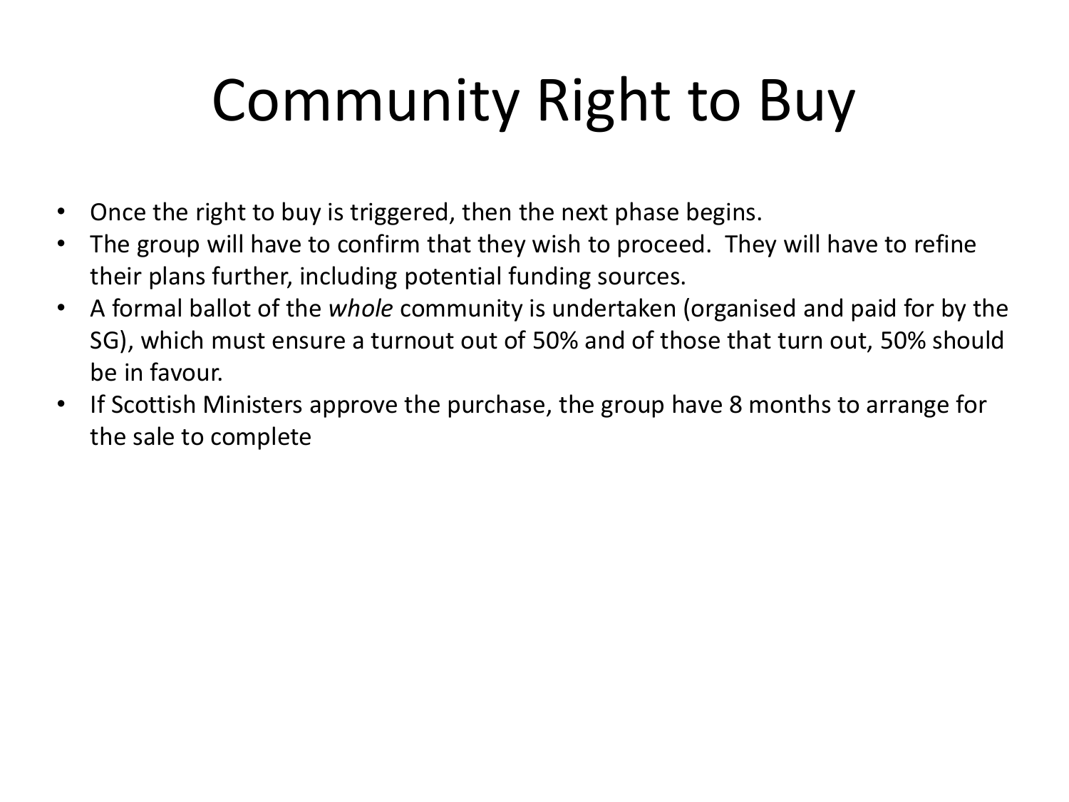# Community Right to Buy

- Once the right to buy is triggered, then the next phase begins.
- The group will have to confirm that they wish to proceed. They will have to refine their plans further, including potential funding sources.
- A formal ballot of the *whole* community is undertaken (organised and paid for by the SG), which must ensure a turnout out of 50% and of those that turn out, 50% should be in favour.
- If Scottish Ministers approve the purchase, the group have 8 months to arrange for the sale to complete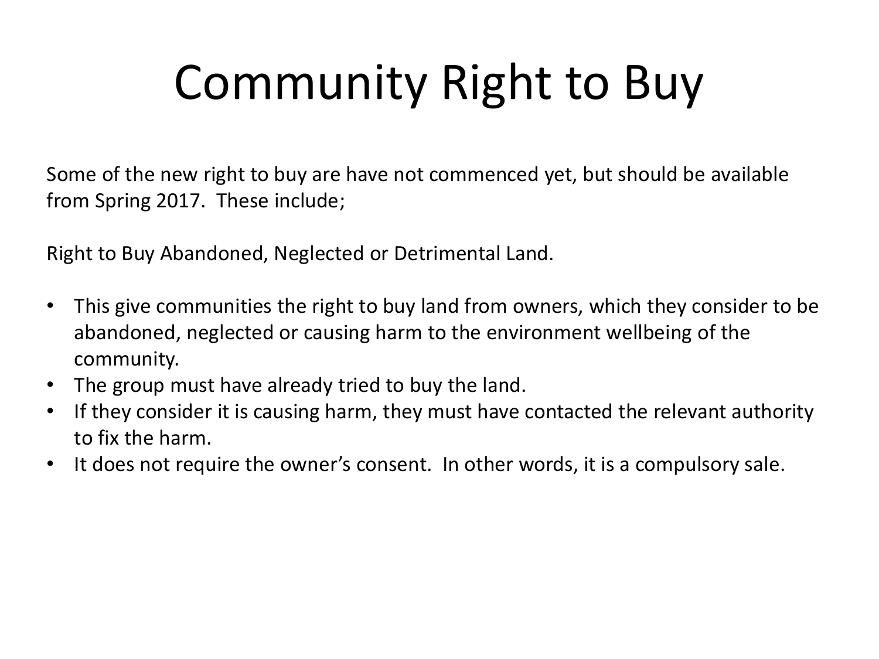# Community Right to Buy

Some of the new right to buy are have not commenced yet, but should be available from Spring 2017. These include;

Right to Buy Abandoned, Neglected or Detrimental Land.

- This give communities the right to buy land from owners, which they consider to be abandoned, neglected or causing harm to the environment wellbeing of the community.
- The group must have already tried to buy the land.
- If they consider it is causing harm, they must have contacted the relevant authority to fix the harm.
- It does not require the owner's consent. In other words, it is a compulsory sale.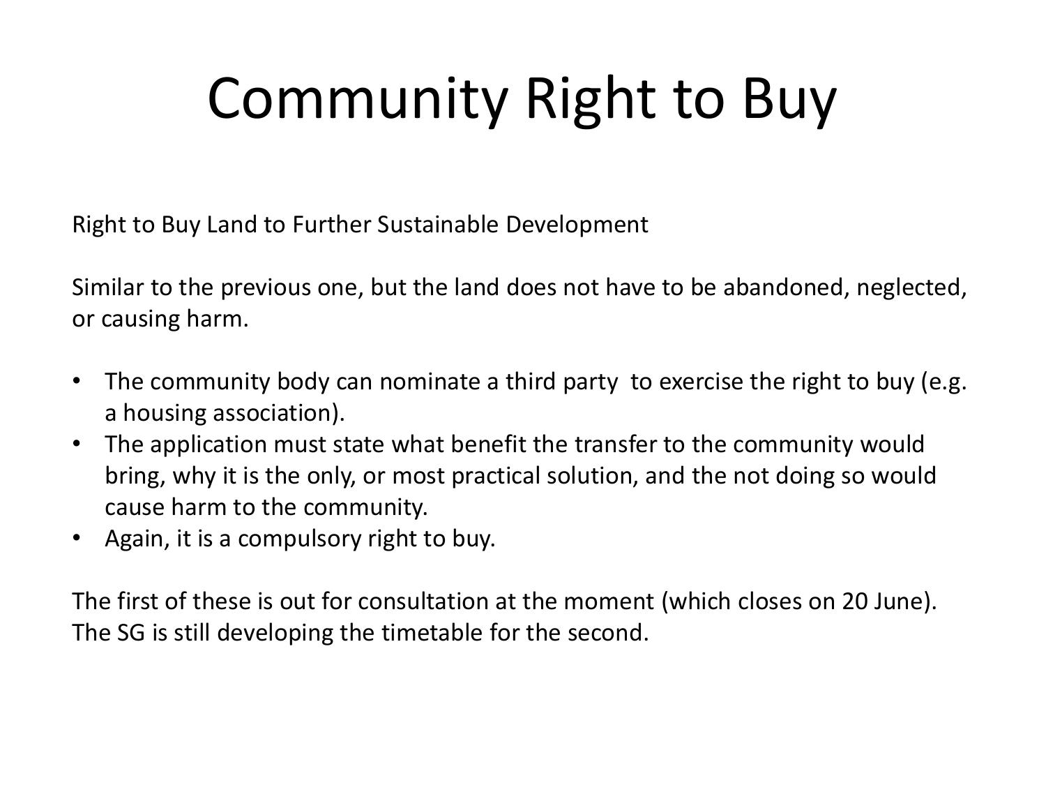# Community Right to Buy

Right to Buy Land to Further Sustainable Development

Similar to the previous one, but the land does not have to be abandoned, neglected, or causing harm.

- The community body can nominate a third party  to exercise the right to buy (e.g. a housing association).
- The application must state what benefit the transfer to the community would bring, why it is the only, or most practical solution, and the not doing so would cause harm to the community.
- Again, it is a compulsory right to buy.

The first of these is out for consultation at the moment (which closes on 20 June). The SG is still developing the timetable for the second.